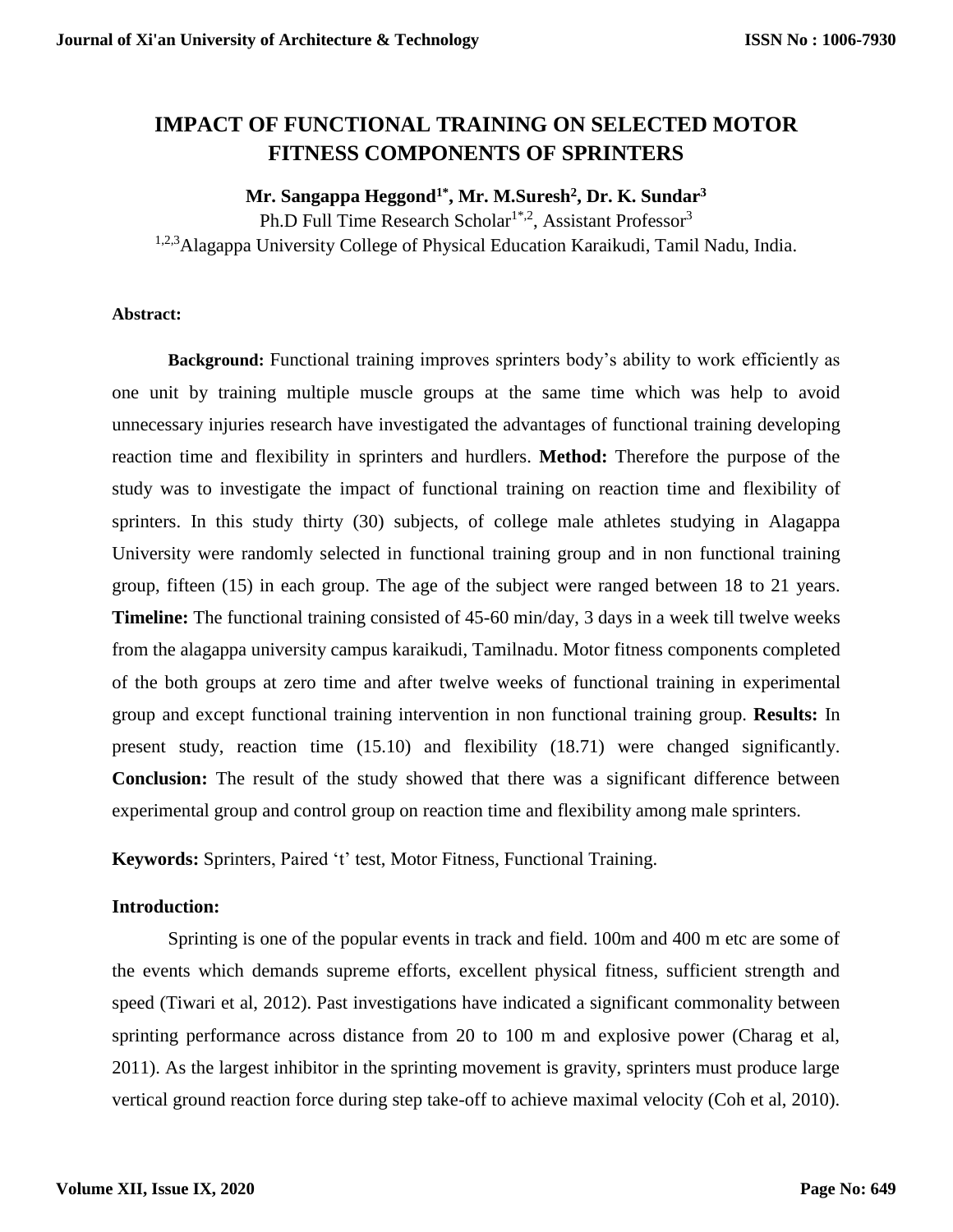# IMPACT OF FUNCTIONAL TRAINING ON SELECTED MOTOR FITNESS COMPONENTS OF SPRINTERS

**Mr. Sangappa Heggond[1*], Mr. M.Suresh[2], Dr. K. Sundar[3]**

Ph.D Full Time Research Scholar[1*,2], Assistant Professor[3]

[1,2,3]Alagappa University College of Physical Education Karaikudi, Tamil Nadu, India.

**Abstract:**

**Background:** Functional training improves sprinters body's ability to work efficiently as one unit by training multiple muscle groups at the same time which was help to avoid unnecessary injuries research have investigated the advantages of functional training developing reaction time and flexibility in sprinters and hurdlers. **Method:** Therefore the purpose of the study was to investigate the impact of functional training on reaction time and flexibility of sprinters. In this study thirty (30) subjects, of college male athletes studying in Alagappa University were randomly selected in functional training group and in non functional training group, fifteen (15) in each group. The age of the subject were ranged between 18 to 21 years. **Timeline:** The functional training consisted of 45-60 min/day, 3 days in a week till twelve weeks from the alagappa university campus karaikudi, Tamilnadu. Motor fitness components completed of the both groups at zero time and after twelve weeks of functional training in experimental group and except functional training intervention in non functional training group. **Results:** In present study, reaction time (15.10) and flexibility (18.71) were changed significantly. **Conclusion:** The result of the study showed that there was a significant difference between experimental group and control group on reaction time and flexibility among male sprinters.

**Keywords:** Sprinters, Paired 't' test, Motor Fitness, Functional Training.

## Introduction:

Sprinting is one of the popular events in track and field. 100m and 400 m etc are some of the events which demands supreme efforts, excellent physical fitness, sufficient strength and speed (Tiwari et al, 2012). Past investigations have indicated a significant commonality between sprinting performance across distance from 20 to 100 m and explosive power (Charag et al, 2011). As the largest inhibitor in the sprinting movement is gravity, sprinters must produce large vertical ground reaction force during step take-off to achieve maximal velocity (Coh et al, 2010).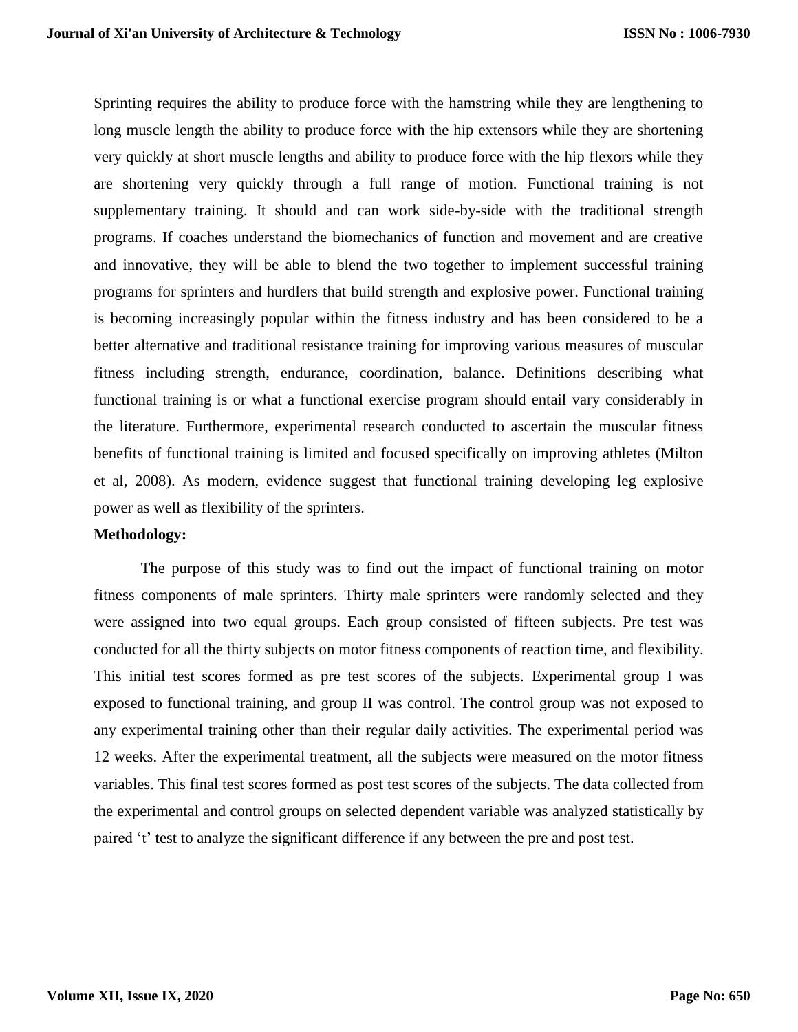Sprinting requires the ability to produce force with the hamstring while they are lengthening to long muscle length the ability to produce force with the hip extensors while they are shortening very quickly at short muscle lengths and ability to produce force with the hip flexors while they are shortening very quickly through a full range of motion. Functional training is not supplementary training. It should and can work side-by-side with the traditional strength programs. If coaches understand the biomechanics of function and movement and are creative and innovative, they will be able to blend the two together to implement successful training programs for sprinters and hurdlers that build strength and explosive power. Functional training is becoming increasingly popular within the fitness industry and has been considered to be a better alternative and traditional resistance training for improving various measures of muscular fitness including strength, endurance, coordination, balance. Definitions describing what functional training is or what a functional exercise program should entail vary considerably in the literature. Furthermore, experimental research conducted to ascertain the muscular fitness benefits of functional training is limited and focused specifically on improving athletes (Milton et al, 2008). As modern, evidence suggest that functional training developing leg explosive power as well as flexibility of the sprinters.

**Methodology:**

The purpose of this study was to find out the impact of functional training on motor fitness components of male sprinters. Thirty male sprinters were randomly selected and they were assigned into two equal groups. Each group consisted of fifteen subjects. Pre test was conducted for all the thirty subjects on motor fitness components of reaction time, and flexibility. This initial test scores formed as pre test scores of the subjects. Experimental group I was exposed to functional training, and group II was control. The control group was not exposed to any experimental training other than their regular daily activities. The experimental period was 12 weeks. After the experimental treatment, all the subjects were measured on the motor fitness variables. This final test scores formed as post test scores of the subjects. The data collected from the experimental and control groups on selected dependent variable was analyzed statistically by paired 't' test to analyze the significant difference if any between the pre and post test.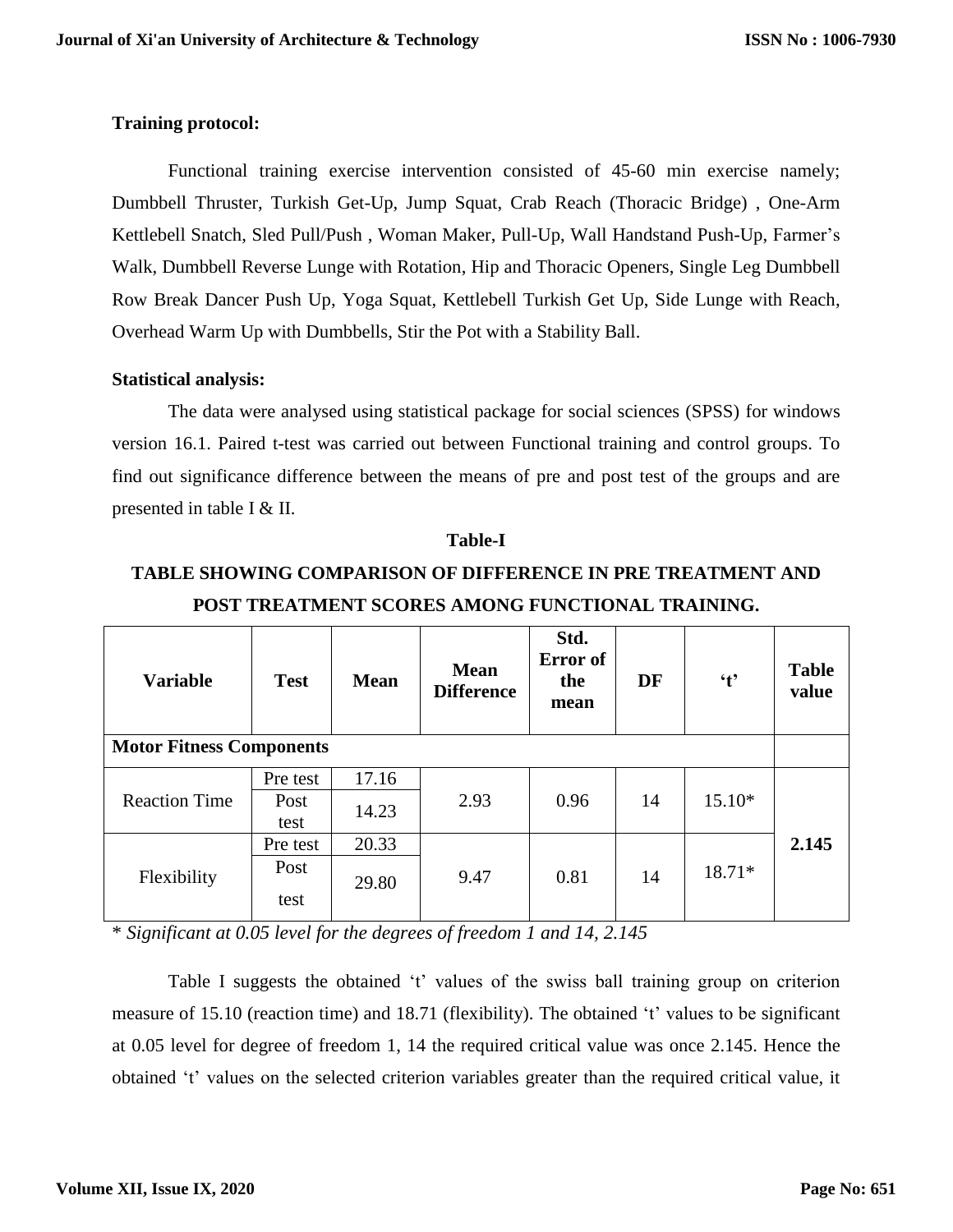**Training protocol:**

Functional training exercise intervention consisted of 45-60 min exercise namely; Dumbbell Thruster, Turkish Get-Up, Jump Squat, Crab Reach (Thoracic Bridge) , One-Arm Kettlebell Snatch, Sled Pull/Push , Woman Maker, Pull-Up, Wall Handstand Push-Up, Farmer's Walk, Dumbbell Reverse Lunge with Rotation, Hip and Thoracic Openers, Single Leg Dumbbell Row Break Dancer Push Up, Yoga Squat, Kettlebell Turkish Get Up, Side Lunge with Reach, Overhead Warm Up with Dumbbells, Stir the Pot with a Stability Ball.

**Statistical analysis:**

The data were analysed using statistical package for social sciences (SPSS) for windows version 16.1. Paired t-test was carried out between Functional training and control groups. To find out significance difference between the means of pre and post test of the groups and are presented in table I & II.

**Table-I**

**TABLE SHOWING COMPARISON OF DIFFERENCE IN PRE TREATMENT AND POST TREATMENT SCORES AMONG FUNCTIONAL TRAINING.**

| Variable | Test | Mean | Mean Difference | Std. Error of the mean | DF | 't' | Table value |
|---|---|---|---|---|---|---|---|
| **Motor Fitness Components** | | | | | | | |
| Reaction Time | Pre test | 17.16 | 2.93 | 0.96 | 14 | 15.10* | 2.145 |
| | Post test | 14.23 | | | | | |
| Flexibility | Pre test | 20.33 | 9.47 | 0.81 | 14 | 18.71* | |
| | Post test | 29.80 | | | | | |

\* *Significant at 0.05 level for the degrees of freedom 1 and 14, 2.145*

Table I suggests the obtained 't' values of the swiss ball training group on criterion measure of 15.10 (reaction time) and 18.71 (flexibility). The obtained 't' values to be significant at 0.05 level for degree of freedom 1, 14 the required critical value was once 2.145. Hence the obtained 't' values on the selected criterion variables greater than the required critical value, it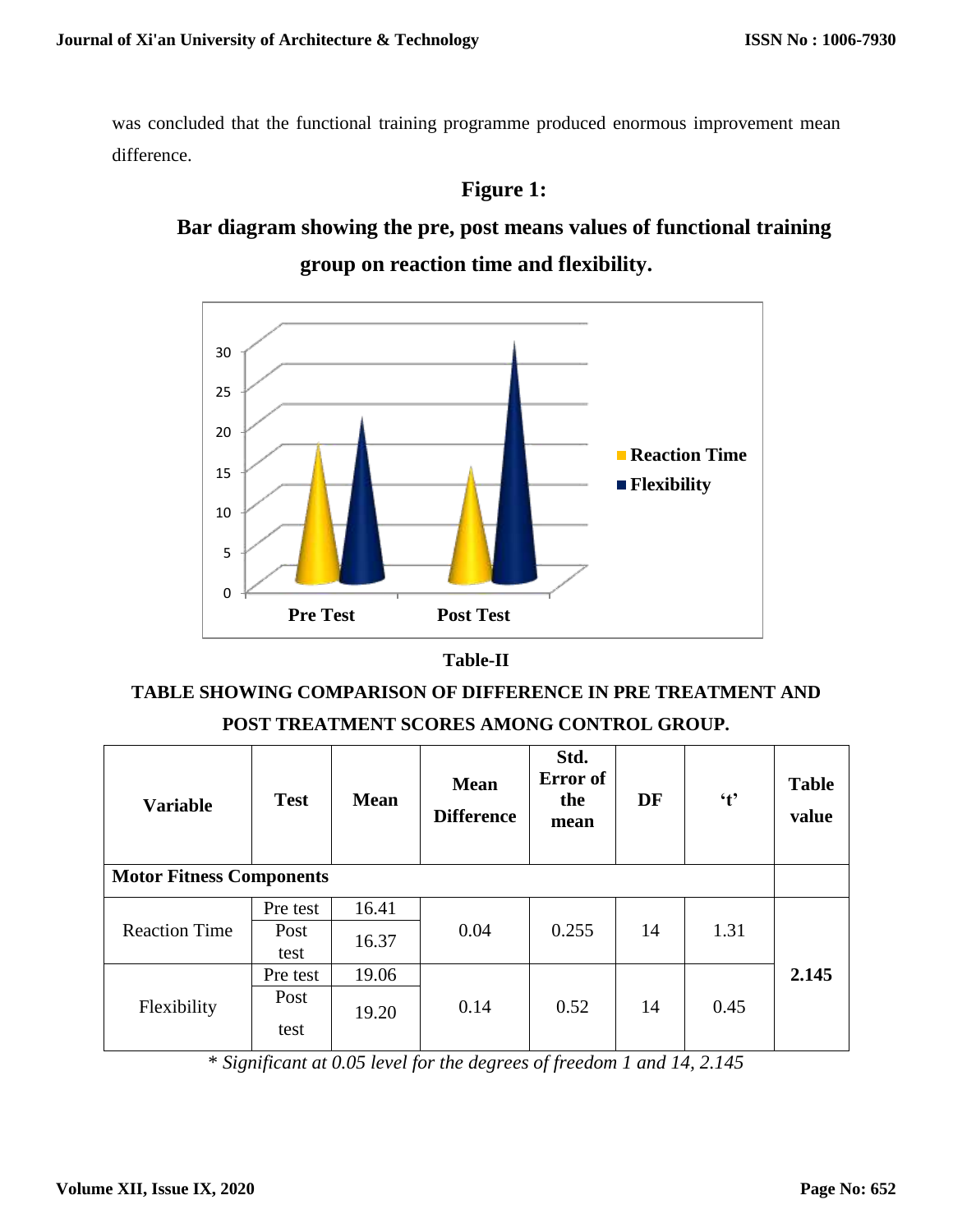was concluded that the functional training programme produced enormous improvement mean difference.

**Figure 1:**

**Bar diagram showing the pre, post means values of functional training group on reaction time and flexibility.**

**Table-II**

**TABLE SHOWING COMPARISON OF DIFFERENCE IN PRE TREATMENT AND POST TREATMENT SCORES AMONG CONTROL GROUP.**

| Variable | Test | Mean | Mean Difference | Std. Error of the mean | DF | 't' | Table value |
|---|---|---|---|---|---|---|---|
| **Motor Fitness Components** | | | | | | | |
| Reaction Time | Pre test | 16.41 | 0.04 | 0.255 | 14 | 1.31 | **2.145** |
| | Post test | 16.37 | | | | | |
| Flexibility | Pre test | 19.06 | 0.14 | 0.52 | 14 | 0.45 | |
| | Post test | 19.20 | | | | | |

*\* Significant at 0.05 level for the degrees of freedom 1 and 14, 2.145*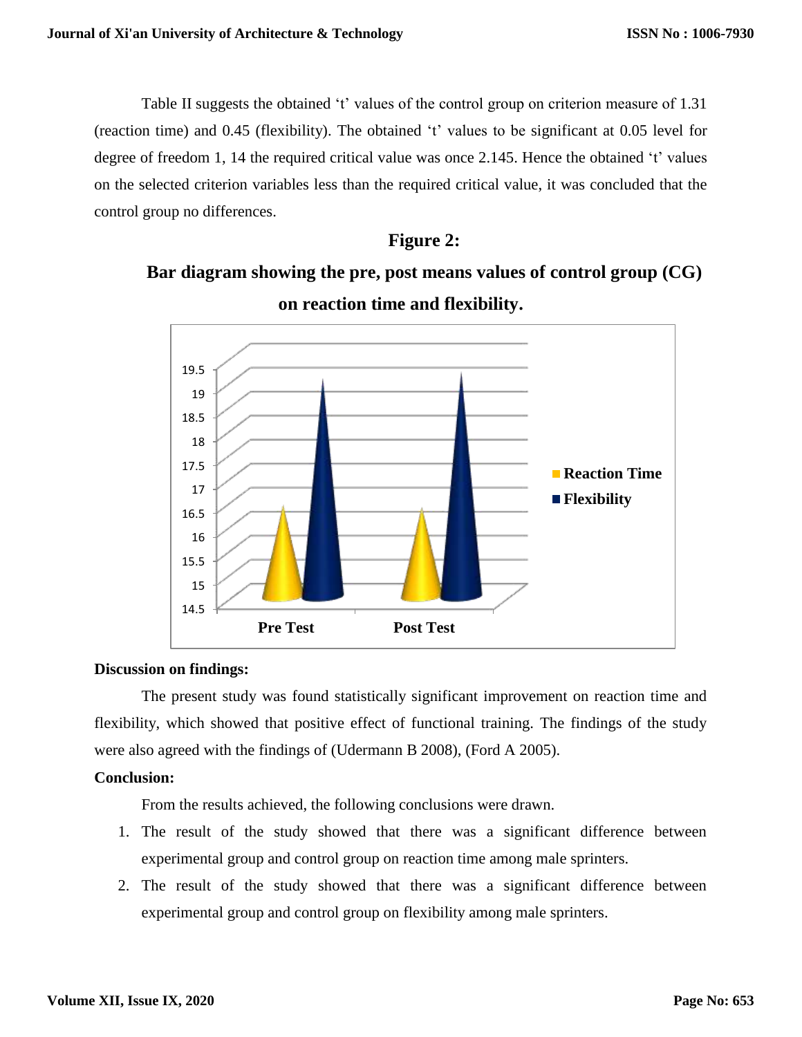Table II suggests the obtained 't' values of the control group on criterion measure of 1.31 (reaction time) and 0.45 (flexibility). The obtained 't' values to be significant at 0.05 level for degree of freedom 1, 14 the required critical value was once 2.145. Hence the obtained 't' values on the selected criterion variables less than the required critical value, it was concluded that the control group no differences.

**Figure 2:**

**Bar diagram showing the pre, post means values of control group (CG) on reaction time and flexibility.**

**Discussion on findings:**

The present study was found statistically significant improvement on reaction time and flexibility, which showed that positive effect of functional training. The findings of the study were also agreed with the findings of (Udermann B 2008), (Ford A 2005).

**Conclusion:**

From the results achieved, the following conclusions were drawn.

1. The result of the study showed that there was a significant difference between experimental group and control group on reaction time among male sprinters.
2. The result of the study showed that there was a significant difference between experimental group and control group on flexibility among male sprinters.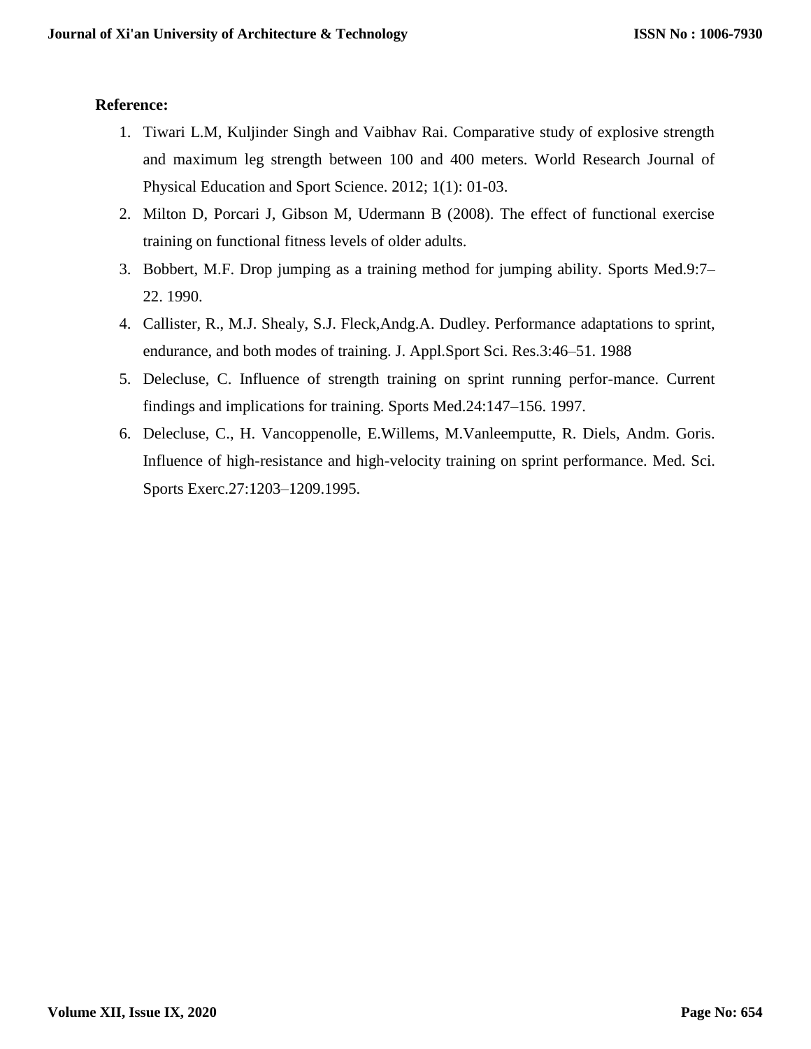**Reference:**

1. Tiwari L.M, Kuljinder Singh and Vaibhav Rai. Comparative study of explosive strength and maximum leg strength between 100 and 400 meters. World Research Journal of Physical Education and Sport Science. 2012; 1(1): 01-03.
2. Milton D, Porcari J, Gibson M, Udermann B (2008). The effect of functional exercise training on functional fitness levels of older adults.
3. Bobbert, M.F. Drop jumping as a training method for jumping ability. Sports Med.9:7–22. 1990.
4. Callister, R., M.J. Shealy, S.J. Fleck,Andg.A. Dudley. Performance adaptations to sprint, endurance, and both modes of training. J. Appl.Sport Sci. Res.3:46–51. 1988
5. Delecluse, C. Influence of strength training on sprint running perfor-mance. Current findings and implications for training. Sports Med.24:147–156. 1997.
6. Delecluse, C., H. Vancoppenolle, E.Willems, M.Vanleemputte, R. Diels, Andm. Goris. Influence of high-resistance and high-velocity training on sprint performance. Med. Sci. Sports Exerc.27:1203–1209.1995.